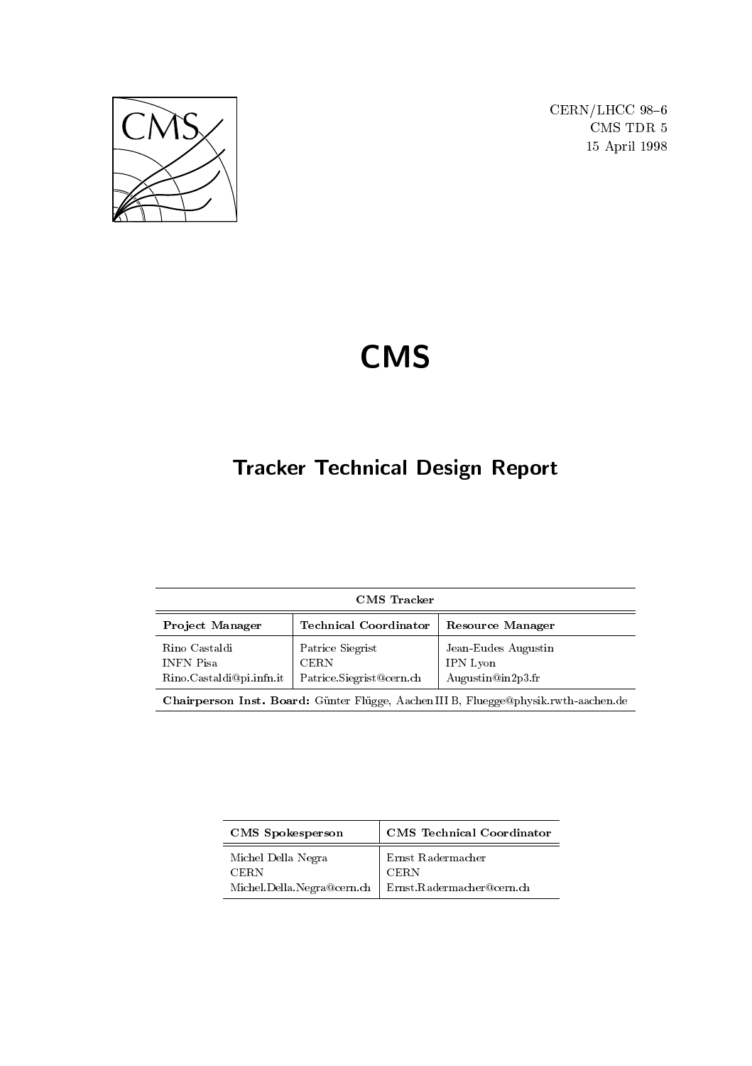CERN/LHCC 98–6
CMS TDR 5
15 April 1998

# CMS

## Tracker Technical Design Report

| CMS Tracker | | |
|---|---|---|
| **Project Manager** | **Technical Coordinator** | **Resource Manager** |
| Rino Castaldi<br>INFN Pisa<br>Rino.Castaldi@pi.infn.it | Patrice Siegrist<br>CERN<br>Patrice.Siegrist@cern.ch | Jean-Eudes Augustin<br>IPN Lyon<br>Augustin@in2p3.fr |
| **Chairperson Inst. Board:** Günter Flügge, Aachen III B, Fluegge@physik.rwth-aachen.de | | |

| CMS Spokesperson | CMS Technical Coordinator |
|---|---|
| Michel Della Negra<br>CERN<br>Michel.Della.Negra@cern.ch | Ernst Radermacher<br>CERN<br>Ernst.Radermacher@cern.ch |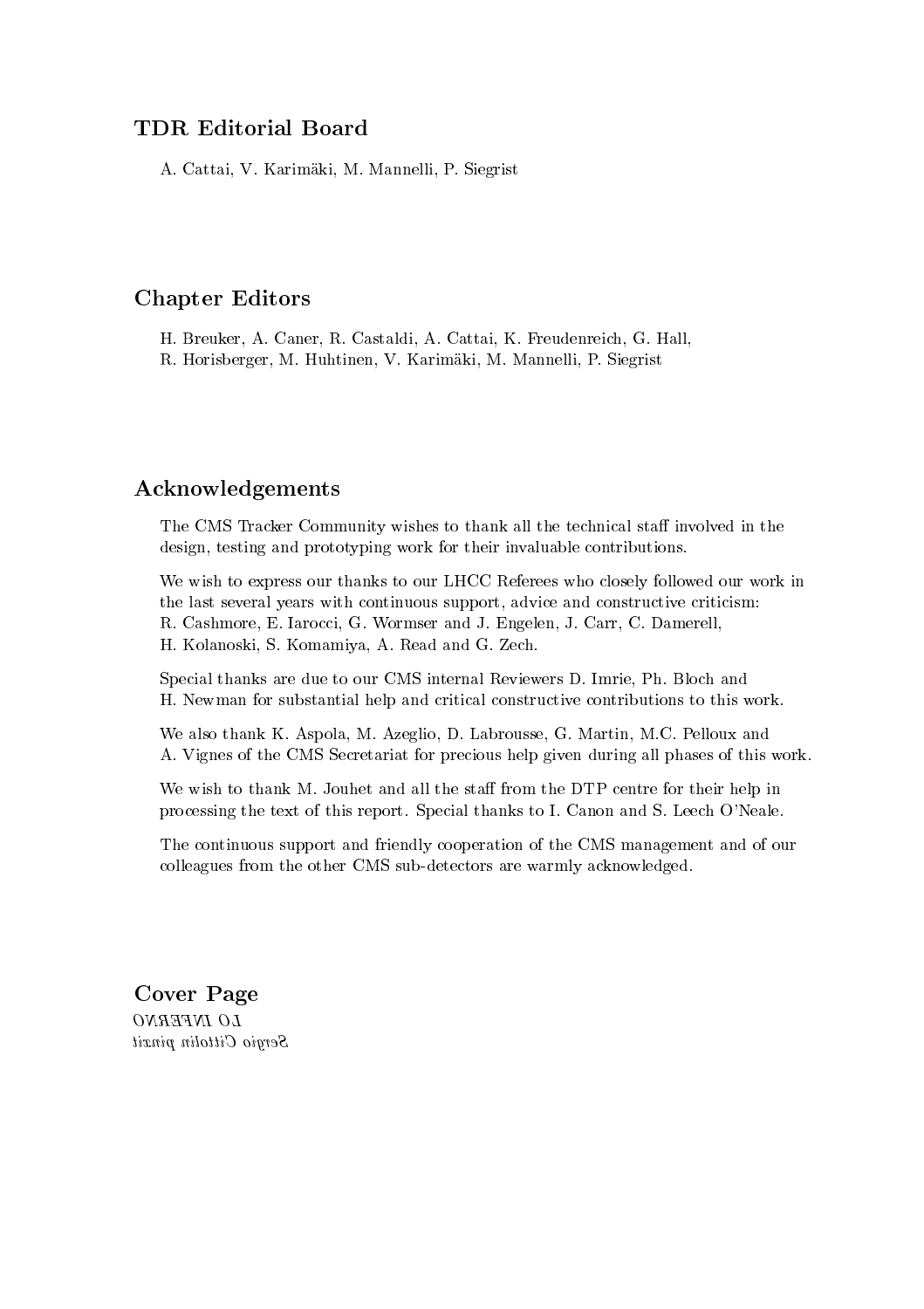## TDR Editorial Board

A. Cattai, V. Karimäki, M. Mannelli, P. Siegrist

## Chapter Editors

H. Breuker, A. Caner, R. Castaldi, A. Cattai, K. Freudenreich, G. Hall,
R. Horisberger, M. Huhtinen, V. Karimäki, M. Mannelli, P. Siegrist

## Acknowledgements

The CMS Tracker Community wishes to thank all the technical staff involved in the design, testing and prototyping work for their invaluable contributions.

We wish to express our thanks to our LHCC Referees who closely followed our work in the last several years with continuous support, advice and constructive criticism:
R. Cashmore, E. Iarocci, G. Wormser and J. Engelen, J. Carr, C. Damerell,
H. Kolanoski, S. Komamiya, A. Read and G. Zech.

Special thanks are due to our CMS internal Reviewers D. Imrie, Ph. Bloch and
H. Newman for substantial help and critical constructive contributions to this work.

We also thank K. Aspola, M. Azeglio, D. Labrousse, G. Martin, M.C. Pelloux and
A. Vignes of the CMS Secretariat for precious help given during all phases of this work.

We wish to thank M. Jouhet and all the staff from the DTP centre for their help in processing the text of this report. Special thanks to I. Canon and S. Leech O'Neale.

The continuous support and friendly cooperation of the CMS management and of our colleagues from the other CMS sub-detectors are warmly acknowledged.

## Cover Page

*LO INFERNO*
*Sergio Cittolin pinxit*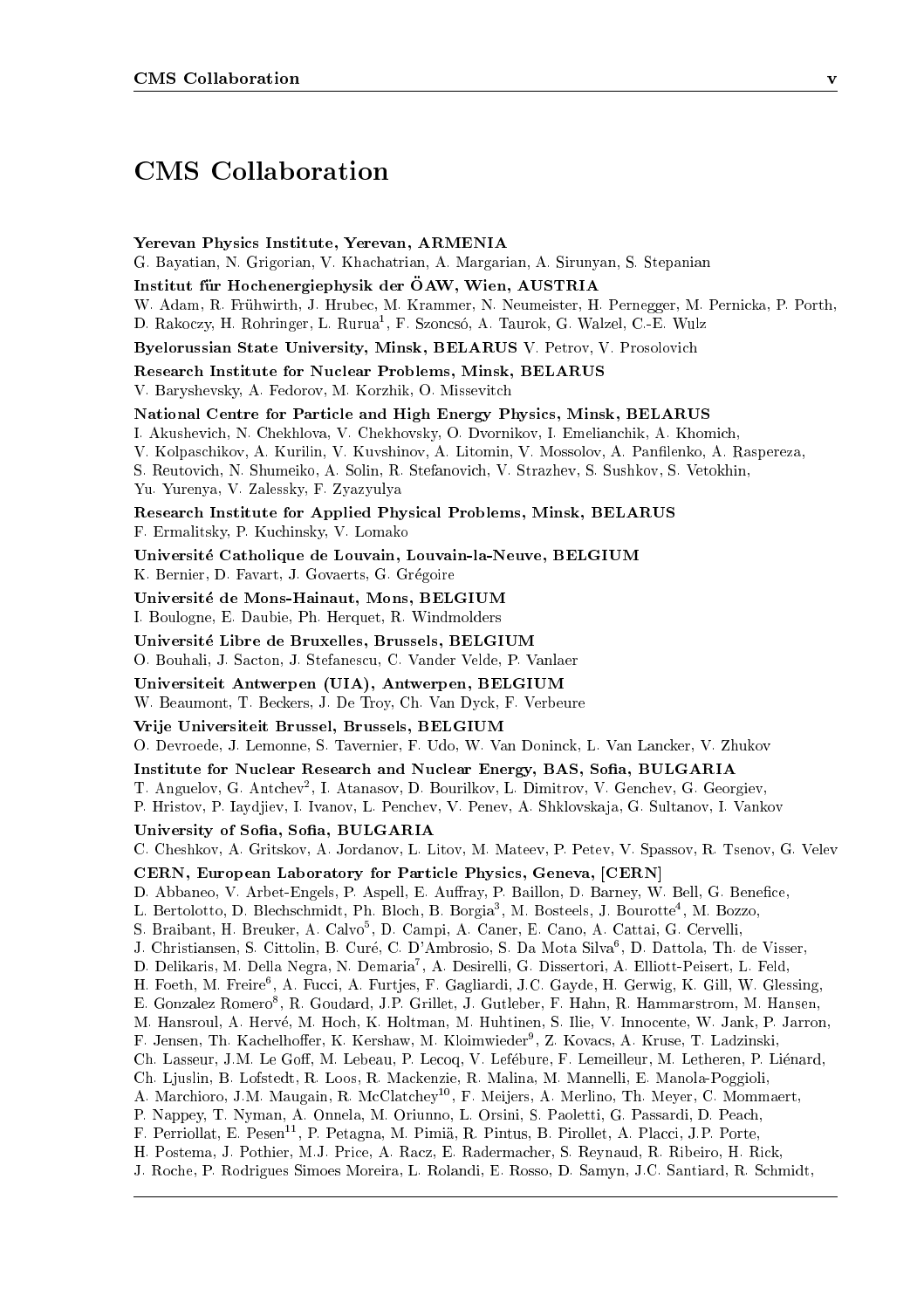# CMS Collaboration

**Yerevan Physics Institute, Yerevan, ARMENIA**
G. Bayatian, N. Grigorian, V. Khachatrian, A. Margarian, A. Sirunyan, S. Stepanian

**Institut für Hochenergiephysik der ÖAW, Wien, AUSTRIA**
W. Adam, R. Frühwirth, J. Hrubec, M. Krammer, N. Neumeister, H. Pernegger, M. Pernicka, P. Porth, D. Rakoczy, H. Rohringer, L. Rurua[1], F. Szoncsó, A. Taurok, G. Walzel, C.-E. Wulz

**Byelorussian State University, Minsk, BELARUS** V. Petrov, V. Prosolovich

**Research Institute for Nuclear Problems, Minsk, BELARUS**
V. Baryshevsky, A. Fedorov, M. Korzhik, O. Missevitch

**National Centre for Particle and High Energy Physics, Minsk, BELARUS**
I. Akushevich, N. Chekhlova, V. Chekhovsky, O. Dvornikov, I. Emelianchik, A. Khomich, V. Kolpaschikov, A. Kurilin, V. Kuvshinov, A. Litomin, V. Mossolov, A. Panfilenko, A. Raspereza, S. Reutovich, N. Shumeiko, A. Solin, R. Stefanovich, V. Strazhev, S. Sushkov, S. Vetokhin, Yu. Yurenya, V. Zalessky, F. Zyazyulya

**Research Institute for Applied Physical Problems, Minsk, BELARUS**
F. Ermalitsky, P. Kuchinsky, V. Lomako

**Université Catholique de Louvain, Louvain-la-Neuve, BELGIUM**
K. Bernier, D. Favart, J. Govaerts, G. Grégoire

**Université de Mons-Hainaut, Mons, BELGIUM**
I. Boulogne, E. Daubie, Ph. Herquet, R. Windmolders

**Université Libre de Bruxelles, Brussels, BELGIUM**
O. Bouhali, J. Sacton, J. Stefanescu, C. Vander Velde, P. Vanlaer

**Universiteit Antwerpen (UIA), Antwerpen, BELGIUM**
W. Beaumont, T. Beckers, J. De Troy, Ch. Van Dyck, F. Verbeure

**Vrije Universiteit Brussel, Brussels, BELGIUM**
O. Devroede, J. Lemonne, S. Tavernier, F. Udo, W. Van Doninck, L. Van Lancker, V. Zhukov

**Institute for Nuclear Research and Nuclear Energy, BAS, Sofia, BULGARIA**
T. Anguelov, G. Antchev[2], I. Atanasov, D. Bourilkov, L. Dimitrov, V. Genchev, G. Georgiev, P. Hristov, P. Iaydjiev, I. Ivanov, L. Penchev, V. Penev, A. Shklovskaja, G. Sultanov, I. Vankov

**University of Sofia, Sofia, BULGARIA**
C. Cheshkov, A. Gritskov, A. Jordanov, L. Litov, M. Mateev, P. Petev, V. Spassov, R. Tsenov, G. Velev

**CERN, European Laboratory for Particle Physics, Geneva, [CERN]**
D. Abbaneo, V. Arbet-Engels, P. Aspell, E. Auffray, P. Baillon, D. Barney, W. Bell, G. Benefice, L. Bertolotto, D. Blechschmidt, Ph. Bloch, B. Borgia[3], M. Bosteels, J. Bourotte[4], M. Bozzo, S. Braibant, H. Breuker, A. Calvo[5], D. Campi, A. Caner, E. Cano, A. Cattai, G. Cervelli, J. Christiansen, S. Cittolin, B. Curé, C. D'Ambrosio, S. Da Mota Silva[6], D. Dattola, Th. de Visser, D. Delikaris, M. Della Negra, N. Demaria[7], A. Desirelli, G. Dissertori, A. Elliott-Peisert, L. Feld, H. Foeth, M. Freire[6], A. Fucci, A. Furtjes, F. Gagliardi, J.C. Gayde, H. Gerwig, K. Gill, W. Glessing, E. Gonzalez Romero[8], R. Goudard, J.P. Grillet, J. Gutleber, F. Hahn, R. Hammarstrom, M. Hansen, M. Hansroul, A. Hervé, M. Hoch, K. Holtman, M. Huhtinen, S. Ilie, V. Innocente, W. Jank, P. Jarron, F. Jensen, Th. Kachelhoffer, K. Kershaw, M. Kloimwieder[9], Z. Kovacs, A. Kruse, T. Ladzinski, Ch. Lasseur, J.M. Le Goff, M. Lebeau, P. Lecoq, V. Lefébure, F. Lemeilleur, M. Letheren, P. Liénard, Ch. Ljuslin, B. Lofstedt, R. Loos, R. Mackenzie, R. Malina, M. Mannelli, E. Manola-Poggioli, A. Marchioro, J.M. Maugain, R. McClatchey[10], F. Meijers, A. Merlino, Th. Meyer, C. Mommaert, P. Nappey, T. Nyman, A. Onnela, M. Oriunno, L. Orsini, S. Paoletti, G. Passardi, D. Peach, F. Perriollat, E. Pesen[11], P. Petagna, M. Pimiä, R. Pintus, B. Pirollet, A. Placci, J.P. Porte, H. Postema, J. Pothier, M.J. Price, A. Racz, E. Radermacher, S. Reynaud, R. Ribeiro, H. Rick, J. Roche, P. Rodrigues Simoes Moreira, L. Rolandi, E. Rosso, D. Samyn, J.C. Santiard, R. Schmidt,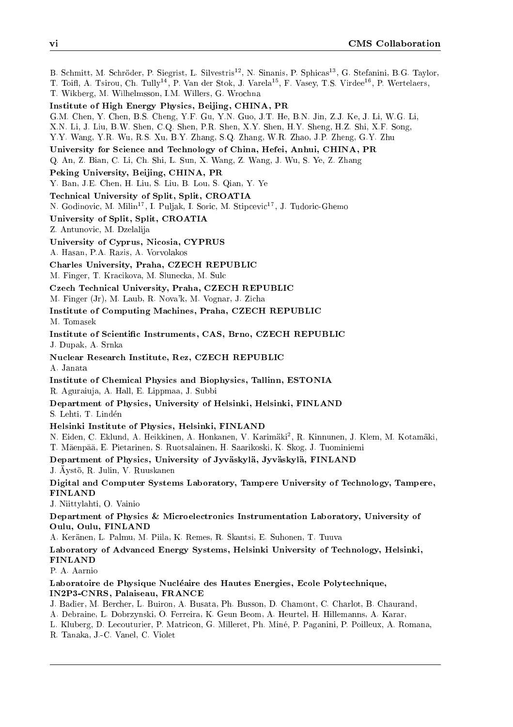B. Schmitt, M. Schröder, P. Siegrist, L. Silvestris[12], N. Sinanis, P. Sphicas[13], G. Stefanini, B.G. Taylor, T. Toifl, A. Tsirou, Ch. Tully[14], P. Van der Stok, J. Varela[15], F. Vasey, T.S. Virdee[16], P. Wertelaers, T. Wikberg, M. Wilhelmsson, I.M. Willers, G. Wrochna

**Institute of High Energy Physics, Beijing, CHINA, PR**
G.M. Chen, Y. Chen, B.S. Cheng, Y.F. Gu, Y.N. Guo, J.T. He, B.N. Jin, Z.J. Ke, J. Li, W.G. Li, X.N. Li, J. Liu, B.W. Shen, C.Q. Shen, P.R. Shen, X.Y. Shen, H.Y. Sheng, H.Z. Shi, X.F. Song, Y.Y. Wang, Y.R. Wu, R.S. Xu, B.Y. Zhang, S.Q. Zhang, W.R. Zhao, J.P. Zheng, G.Y. Zhu

**University for Science and Technology of China, Hefei, Anhui, CHINA, PR**
Q. An, Z. Bian, C. Li, Ch. Shi, L. Sun, X. Wang, Z. Wang, J. Wu, S. Ye, Z. Zhang

**Peking University, Beijing, CHINA, PR**
Y. Ban, J.E. Chen, H. Liu, S. Liu, B. Lou, S. Qian, Y. Ye

**Technical University of Split, Split, CROATIA**
N. Godinovic, M. Milin[17], I. Puljak, I. Soric, M. Stipcevic[17], J. Tudoric-Ghemo

**University of Split, Split, CROATIA**
Z. Antunovic, M. Dzelalija

**University of Cyprus, Nicosia, CYPRUS**
A. Hasan, P.A. Razis, A. Vorvolakos

**Charles University, Praha, CZECH REPUBLIC**
M. Finger, T. Kracikova, M. Slunecka, M. Sulc

**Czech Technical University, Praha, CZECH REPUBLIC**
M. Finger (Jr), M. Laub, R. Nova'k, M. Vognar, J. Zicha

**Institute of Computing Machines, Praha, CZECH REPUBLIC**
M. Tomasek

**Institute of Scientific Instruments, CAS, Brno, CZECH REPUBLIC**
J. Dupak, A. Srnka

**Nuclear Research Institute, Rez, CZECH REPUBLIC**
A. Janata

**Institute of Chemical Physics and Biophysics, Tallinn, ESTONIA**
R. Aguraiuja, A. Hall, E. Lippmaa, J. Subbi

**Department of Physics, University of Helsinki, Helsinki, FINLAND**
S. Lehti, T. Lindén

**Helsinki Institute of Physics, Helsinki, FINLAND**
N. Eiden, C. Eklund, A. Heikkinen, A. Honkanen, V. Karimäki[2], R. Kinnunen, J. Klem, M. Kotamäki, T. Mäenpää, E. Pietarinen, S. Ruotsalainen, H. Saarikoski, K. Skog, J. Tuominiemi

**Department of Physics, University of Jyväskylä, Jyväskylä, FINLAND**
J. Äystö, R. Julin, V. Ruuskanen

**Digital and Computer Systems Laboratory, Tampere University of Technology, Tampere, FINLAND**
J. Niittylahti, O. Vainio

**Department of Physics & Microelectronics Instrumentation Laboratory, University of Oulu, Oulu, FINLAND**
A. Keränen, L. Palmu, M. Piila, K. Remes, R. Skantsi, E. Suhonen, T. Tuuva

**Laboratory of Advanced Energy Systems, Helsinki University of Technology, Helsinki, FINLAND**
P. A. Aarnio

**Laboratoire de Physique Nucléaire des Hautes Energies, Ecole Polytechnique, IN2P3-CNRS, Palaiseau, FRANCE**
J. Badier, M. Bercher, L. Buiron, A. Busata, Ph. Busson, D. Chamont, C. Charlot, B. Chaurand, A. Debraine, L. Dobrzynski, O. Ferreira, K. Geun Beom, A. Heurtel, H. Hillemanns, A. Karar, L. Kluberg, D. Lecouturier, P. Matricon, G. Milleret, Ph. Miné, P. Paganini, P. Poilleux, A. Romana, R. Tanaka, J.-C. Vanel, C. Violet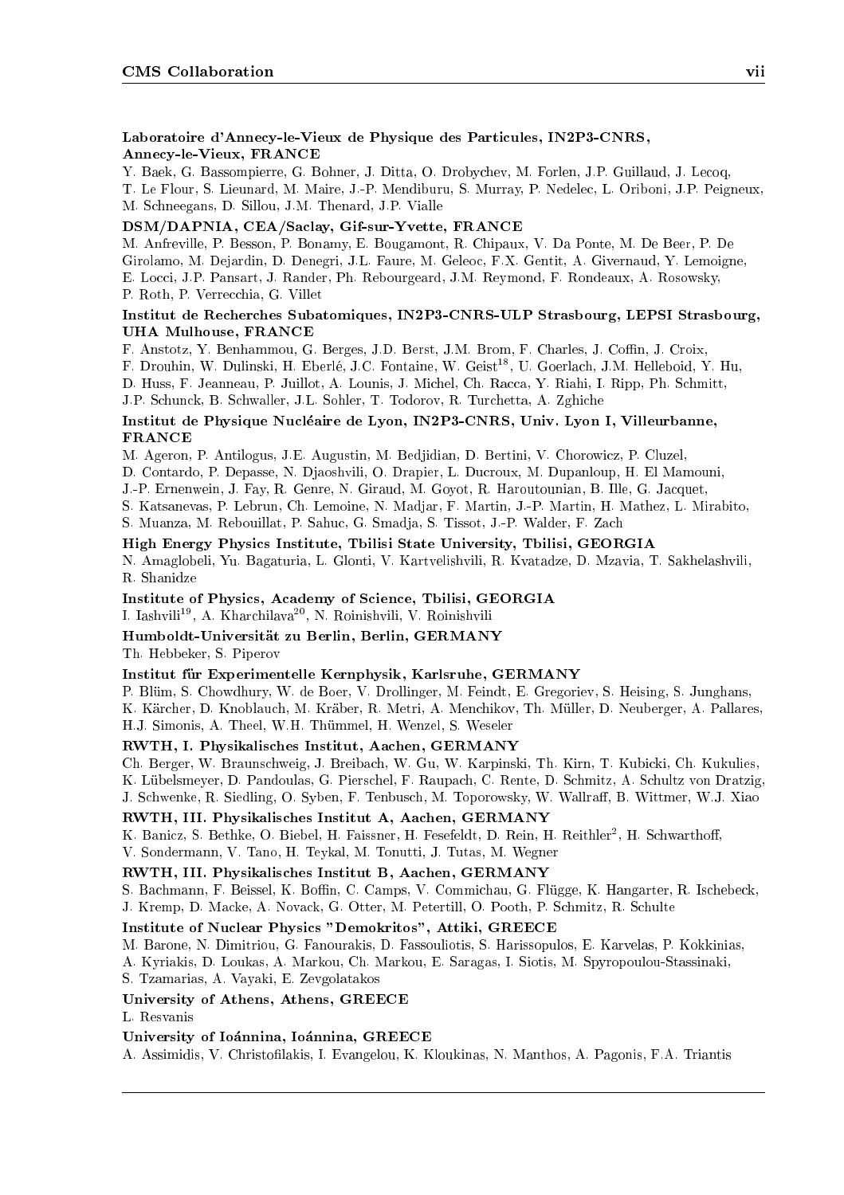**Laboratoire d'Annecy-le-Vieux de Physique des Particules, IN2P3-CNRS, Annecy-le-Vieux, FRANCE**

Y. Baek, G. Bassompierre, G. Bohner, J. Ditta, O. Drobychev, M. Forlen, J.P. Guillaud, J. Lecoq, T. Le Flour, S. Lieunard, M. Maire, J.-P. Mendiburu, S. Murray, P. Nedelec, L. Oriboni, J.P. Peigneux, M. Schneegans, D. Sillou, J.M. Thenard, J.P. Vialle

**DSM/DAPNIA, CEA/Saclay, Gif-sur-Yvette, FRANCE**

M. Anfreville, P. Besson, P. Bonamy, E. Bougamont, R. Chipaux, V. Da Ponte, M. De Beer, P. De Girolamo, M. Dejardin, D. Denegri, J.L. Faure, M. Geleoc, F.X. Gentit, A. Givernaud, Y. Lemoigne, E. Locci, J.P. Pansart, J. Rander, Ph. Rebourgeard, J.M. Reymond, F. Rondeaux, A. Rosowsky, P. Roth, P. Verrecchia, G. Villet

**Institut de Recherches Subatomiques, IN2P3-CNRS-ULP Strasbourg, LEPSI Strasbourg, UHA Mulhouse, FRANCE**

F. Anstotz, Y. Benhammou, G. Berges, J.D. Berst, J.M. Brom, F. Charles, J. Coffin, J. Croix, F. Drouhin, W. Dulinski, H. Eberlé, J.C. Fontaine, W. Geist[18], U. Goerlach, J.M. Helleboid, Y. Hu, D. Huss, F. Jeanneau, P. Juillot, A. Lounis, J. Michel, Ch. Racca, Y. Riahi, I. Ripp, Ph. Schmitt, J.P. Schunck, B. Schwaller, J.L. Sohler, T. Todorov, R. Turchetta, A. Zghiche

**Institut de Physique Nucléaire de Lyon, IN2P3-CNRS, Univ. Lyon I, Villeurbanne, FRANCE**

M. Ageron, P. Antilogus, J.E. Augustin, M. Bedjidian, D. Bertini, V. Chorowicz, P. Cluzel, D. Contardo, P. Depasse, N. Djaoshvili, O. Drapier, L. Ducroux, M. Dupanloup, H. El Mamouni, J.-P. Ernenwein, J. Fay, R. Genre, N. Giraud, M. Goyot, R. Haroutounian, B. Ille, G. Jacquet, S. Katsanevas, P. Lebrun, Ch. Lemoine, N. Madjar, F. Martin, J.-P. Martin, H. Mathez, L. Mirabito, S. Muanza, M. Rebouillat, P. Sahuc, G. Smadja, S. Tissot, J.-P. Walder, F. Zach

**High Energy Physics Institute, Tbilisi State University, Tbilisi, GEORGIA**

N. Amaglobeli, Yu. Bagaturia, L. Glonti, V. Kartvelishvili, R. Kvatadze, D. Mzavia, T. Sakhelashvili, R. Shanidze

**Institute of Physics, Academy of Science, Tbilisi, GEORGIA**

I. Iashvili[19], A. Kharchilava[20], N. Roinishvili, V. Roinishvili

**Humboldt-Universität zu Berlin, Berlin, GERMANY**

Th. Hebbeker, S. Piperov

**Institut für Experimentelle Kernphysik, Karlsruhe, GERMANY**

P. Blüm, S. Chowdhury, W. de Boer, V. Drollinger, M. Feindt, E. Gregoriev, S. Heising, S. Junghans, K. Kärcher, D. Knoblauch, M. Kräber, R. Metri, A. Menchikov, Th. Müller, D. Neuberger, A. Pallares, H.J. Simonis, A. Theel, W.H. Thümmel, H. Wenzel, S. Weseler

**RWTH, I. Physikalisches Institut, Aachen, GERMANY**

Ch. Berger, W. Braunschweig, J. Breibach, W. Gu, W. Karpinski, Th. Kirn, T. Kubicki, Ch. Kukulies, K. Lübelsmeyer, D. Pandoulas, G. Pierschel, F. Raupach, C. Rente, D. Schmitz, A. Schultz von Dratzig, J. Schwenke, R. Siedling, O. Syben, F. Tenbusch, M. Toporowsky, W. Wallraff, B. Wittmer, W.J. Xiao

**RWTH, III. Physikalisches Institut A, Aachen, GERMANY**

K. Banicz, S. Bethke, O. Biebel, H. Faissner, H. Fesefeldt, D. Rein, H. Reithler[2], H. Schwarthoff, V. Sondermann, V. Tano, H. Teykal, M. Tonutti, J. Tutas, M. Wegner

**RWTH, III. Physikalisches Institut B, Aachen, GERMANY**

S. Bachmann, F. Beissel, K. Boffin, C. Camps, V. Commichau, G. Flügge, K. Hangarter, R. Ischebeck, J. Kremp, D. Macke, A. Novack, G. Otter, M. Petertill, O. Pooth, P. Schmitz, R. Schulte

**Institute of Nuclear Physics "Demokritos", Attiki, GREECE**

M. Barone, N. Dimitriou, G. Fanourakis, D. Fassouliotis, S. Harissopulos, E. Karvelas, P. Kokkinias, A. Kyriakis, D. Loukas, A. Markou, Ch. Markou, E. Saragas, I. Siotis, M. Spyropoulou-Stassinaki, S. Tzamarias, A. Vayaki, E. Zevgolatakos

**University of Athens, Athens, GREECE**

L. Resvanis

**University of Ioánnina, Ioánnina, GREECE**

A. Assimidis, V. Christofilakis, I. Evangelou, K. Kloukinas, N. Manthos, A. Pagonis, F.A. Triantis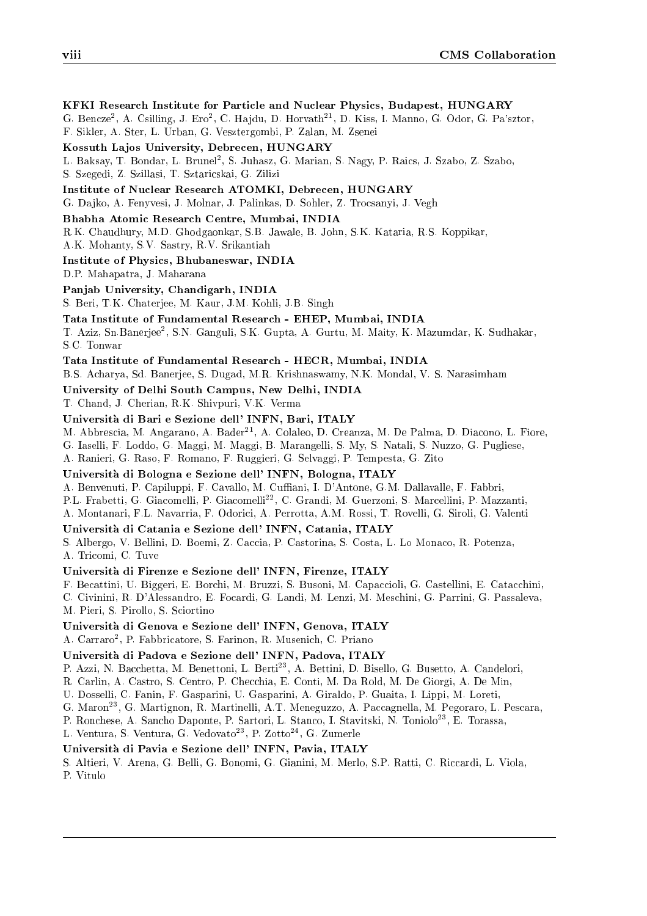**KFKI Research Institute for Particle and Nuclear Physics, Budapest, HUNGARY**
G. Bencze[2], A. Csilling, J. Ero[2], C. Hajdu, D. Horvath[21], D. Kiss, I. Manno, G. Odor, G. Pa'sztor, F. Sikler, A. Ster, L. Urban, G. Vesztergombi, P. Zalan, M. Zsenei

**Kossuth Lajos University, Debrecen, HUNGARY**
L. Baksay, T. Bondar, L. Brunel[2], S. Juhasz, G. Marian, S. Nagy, P. Raics, J. Szabo, Z. Szabo, S. Szegedi, Z. Szillasi, T. Sztaricskai, G. Zilizi

**Institute of Nuclear Research ATOMKI, Debrecen, HUNGARY**
G. Dajko, A. Fenyvesi, J. Molnar, J. Palinkas, D. Sohler, Z. Trocsanyi, J. Vegh

**Bhabha Atomic Research Centre, Mumbai, INDIA**
R.K. Chaudhury, M.D. Ghodgaonkar, S.B. Jawale, B. John, S.K. Kataria, R.S. Koppikar, A.K. Mohanty, S.V. Sastry, R.V. Srikantiah

**Institute of Physics, Bhubaneswar, INDIA**
D.P. Mahapatra, J. Maharana

**Panjab University, Chandigarh, INDIA**
S. Beri, T.K. Chaterjee, M. Kaur, J.M. Kohli, J.B. Singh

**Tata Institute of Fundamental Research - EHEP, Mumbai, INDIA**
T. Aziz, Sn.Banerjee[2], S.N. Ganguli, S.K. Gupta, A. Gurtu, M. Maity, K. Mazumdar, K. Sudhakar, S.C. Tonwar

**Tata Institute of Fundamental Research - HECR, Mumbai, INDIA**
B.S. Acharya, Sd. Banerjee, S. Dugad, M.R. Krishnaswamy, N.K. Mondal, V. S. Narasimham

**University of Delhi South Campus, New Delhi, INDIA**
T. Chand, J. Cherian, R.K. Shivpuri, V.K. Verma

**Università di Bari e Sezione dell' INFN, Bari, ITALY**
M. Abbrescia, M. Angarano, A. Bader[21], A. Colaleo, D. Creanza, M. De Palma, D. Diacono, L. Fiore, G. Iaselli, F. Loddo, G. Maggi, M. Maggi, B. Marangelli, S. My, S. Natali, S. Nuzzo, G. Pugliese, A. Ranieri, G. Raso, F. Romano, F. Ruggieri, G. Selvaggi, P. Tempesta, G. Zito

**Università di Bologna e Sezione dell' INFN, Bologna, ITALY**
A. Benvenuti, P. Capiluppi, F. Cavallo, M. Cuffiani, I. D'Antone, G.M. Dallavalle, F. Fabbri, P.L. Frabetti, G. Giacomelli, P. Giacomelli[22], C. Grandi, M. Guerzoni, S. Marcellini, P. Mazzanti, A. Montanari, F.L. Navarria, F. Odorici, A. Perrotta, A.M. Rossi, T. Rovelli, G. Siroli, G. Valenti

**Università di Catania e Sezione dell' INFN, Catania, ITALY**
S. Albergo, V. Bellini, D. Boemi, Z. Caccia, P. Castorina, S. Costa, L. Lo Monaco, R. Potenza, A. Tricomi, C. Tuve

**Università di Firenze e Sezione dell' INFN, Firenze, ITALY**
F. Becattini, U. Biggeri, E. Borchi, M. Bruzzi, S. Busoni, M. Capaccioli, G. Castellini, E. Catacchini, C. Civinini, R. D'Alessandro, E. Focardi, G. Landi, M. Lenzi, M. Meschini, G. Parrini, G. Passaleva, M. Pieri, S. Pirollo, S. Sciortino

**Università di Genova e Sezione dell' INFN, Genova, ITALY**
A. Carraro[2], P. Fabbricatore, S. Farinon, R. Musenich, C. Priano

**Università di Padova e Sezione dell' INFN, Padova, ITALY**
P. Azzi, N. Bacchetta, M. Benettoni, L. Berti[23], A. Bettini, D. Bisello, G. Busetto, A. Candelori, R. Carlin, A. Castro, S. Centro, P. Checchia, E. Conti, M. Da Rold, M. De Giorgi, A. De Min, U. Dosselli, C. Fanin, F. Gasparini, U. Gasparini, A. Giraldo, P. Guaita, I. Lippi, M. Loreti, G. Maron[23], G. Martignon, R. Martinelli, A.T. Meneguzzo, A. Paccagnella, M. Pegoraro, L. Pescara, P. Ronchese, A. Sancho Daponte, P. Sartori, L. Stanco, I. Stavitski, N. Toniolo[23], E. Torassa, L. Ventura, S. Ventura, G. Vedovato[23], P. Zotto[24], G. Zumerle

**Università di Pavia e Sezione dell' INFN, Pavia, ITALY**
S. Altieri, V. Arena, G. Belli, G. Bonomi, G. Gianini, M. Merlo, S.P. Ratti, C. Riccardi, L. Viola, P. Vitulo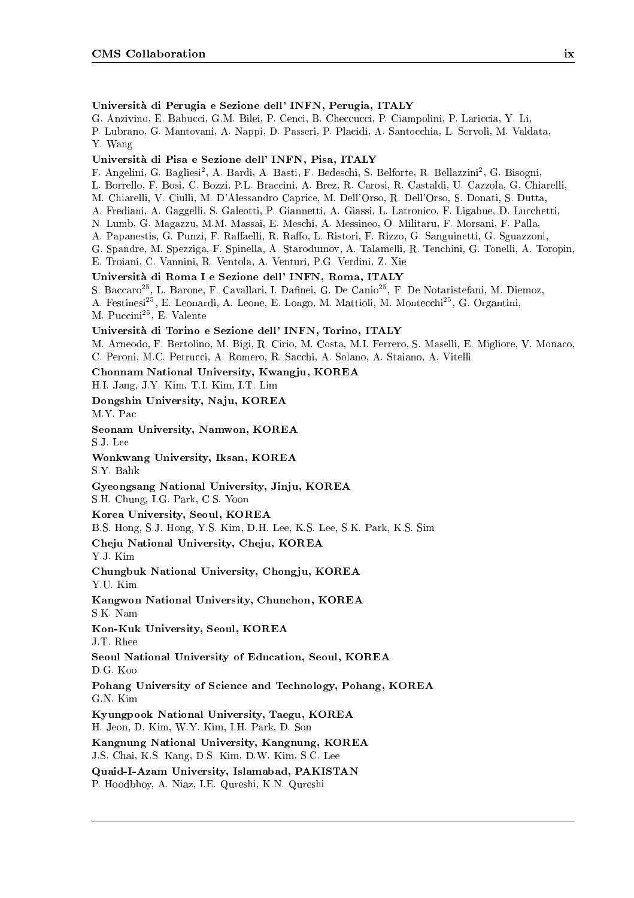**Università di Perugia e Sezione dell' INFN, Perugia, ITALY**
G. Anzivino, E. Babucci, G.M. Bilei, P. Cenci, B. Checcucci, P. Ciampolini, P. Lariccia, Y. Li, P. Lubrano, G. Mantovani, A. Nappi, D. Passeri, P. Placidi, A. Santocchia, L. Servoli, M. Valdata, Y. Wang

**Università di Pisa e Sezione dell' INFN, Pisa, ITALY**
F. Angelini, G. Bagliesi[2], A. Bardi, A. Basti, F. Bedeschi, S. Belforte, R. Bellazzini[2], G. Bisogni, L. Borrello, F. Bosi, C. Bozzi, P.L. Braccini, A. Brez, R. Carosi, R. Castaldi, U. Cazzola, G. Chiarelli, M. Chiarelli, V. Ciulli, M. D'Alessandro Caprice, M. Dell'Orso, R. Dell'Orso, S. Donati, S. Dutta, A. Frediani, A. Gaggelli, S. Galeotti, P. Giannetti, A. Giassi, L. Latronico, F. Ligabue, D. Lucchetti, N. Lumb, G. Magazzu, M.M. Massai, E. Meschi, A. Messineo, O. Militaru, F. Morsani, F. Palla, A. Papanestis, G. Punzi, F. Raffaelli, R. Raffo, L. Ristori, F. Rizzo, G. Sanguinetti, G. Sguazzoni, G. Spandre, M. Spezziga, F. Spinella, A. Starodumov, A. Talamelli, R. Tenchini, G. Tonelli, A. Toropin, E. Troiani, C. Vannini, R. Ventola, A. Venturi, P.G. Verdini, Z. Xie

**Università di Roma I e Sezione dell' INFN, Roma, ITALY**
S. Baccaro[25], L. Barone, F. Cavallari, I. Dafinei, G. De Canio[25], F. De Notaristefani, M. Diemoz, A. Festinesi[25], E. Leonardi, A. Leone, E. Longo, M. Mattioli, M. Montecchi[25], G. Organtini, M. Puccini[25], E. Valente

**Università di Torino e Sezione dell' INFN, Torino, ITALY**
M. Arneodo, F. Bertolino, M. Bigi, R. Cirio, M. Costa, M.I. Ferrero, S. Maselli, E. Migliore, V. Monaco, C. Peroni, M.C. Petrucci, A. Romero, R. Sacchi, A. Solano, A. Staiano, A. Vitelli

**Chonnam National University, Kwangju, KOREA**
H.I. Jang, J.Y. Kim, T.I. Kim, I.T. Lim

**Dongshin University, Naju, KOREA**
M.Y. Pac

**Seonam University, Namwon, KOREA**
S.J. Lee

**Wonkwang University, Iksan, KOREA**
S.Y. Bahk

**Gyeongsang National University, Jinju, KOREA**
S.H. Chung, I.G. Park, C.S. Yoon

**Korea University, Seoul, KOREA**
B.S. Hong, S.J. Hong, Y.S. Kim, D.H. Lee, K.S. Lee, S.K. Park, K.S. Sim

**Cheju National University, Cheju, KOREA**
Y.J. Kim

**Chungbuk National University, Chongju, KOREA**
Y.U. Kim

**Kangwon National University, Chunchon, KOREA**
S.K. Nam

**Kon-Kuk University, Seoul, KOREA**
J.T. Rhee

**Seoul National University of Education, Seoul, KOREA**
D.G. Koo

**Pohang University of Science and Technology, Pohang, KOREA**
G.N. Kim

**Kyungpook National University, Taegu, KOREA**
H. Jeon, D. Kim, W.Y. Kim, I.H. Park, D. Son

**Kangnung National University, Kangnung, KOREA**
J.S. Chai, K.S. Kang, D.S. Kim, D.W. Kim, S.C. Lee

**Quaid-I-Azam University, Islamabad, PAKISTAN**
P. Hoodbhoy, A. Niaz, I.E. Qureshi, K.N. Qureshi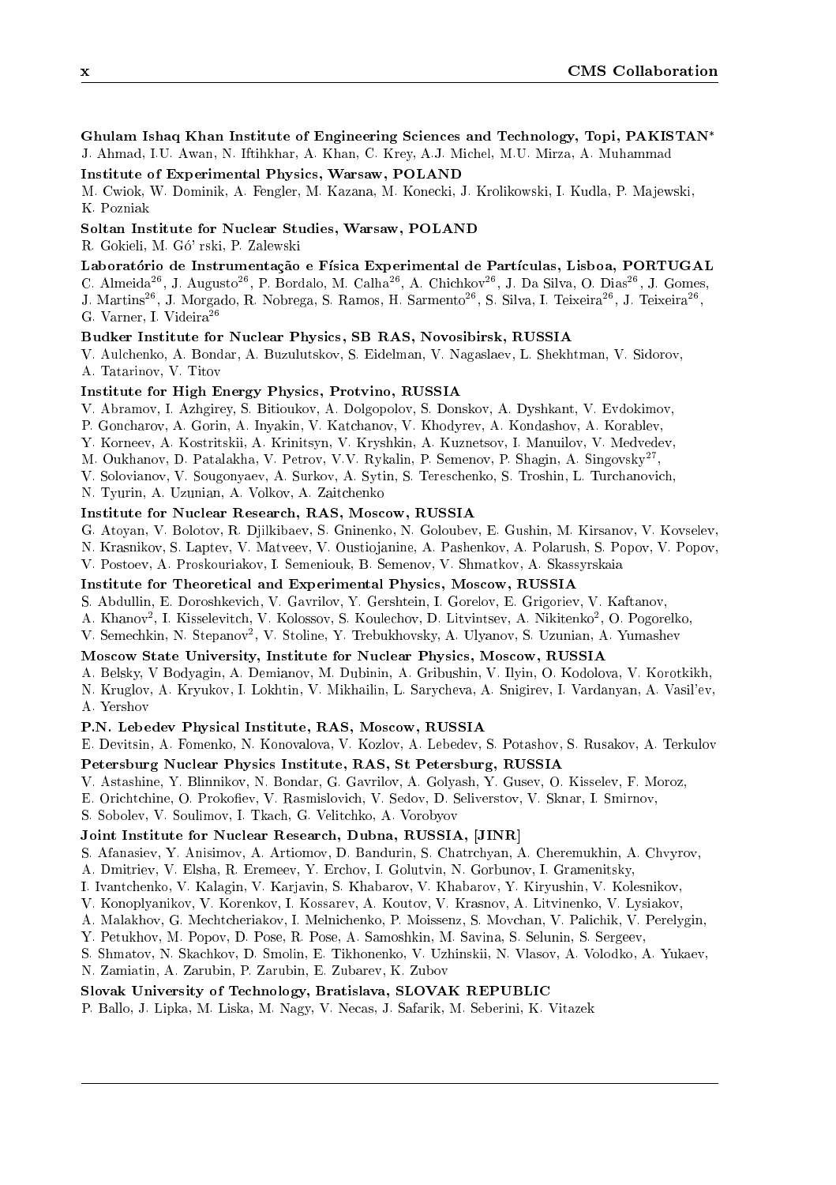**Ghulam Ishaq Khan Institute of Engineering Sciences and Technology, Topi, PAKISTAN***

J. Ahmad, I.U. Awan, N. Iftihkhar, A. Khan, C. Krey, A.J. Michel, M.U. Mirza, A. Muhammad

**Institute of Experimental Physics, Warsaw, POLAND**

M. Cwiok, W. Dominik, A. Fengler, M. Kazana, M. Konecki, J. Krolikowski, I. Kudla, P. Majewski, K. Pozniak

**Soltan Institute for Nuclear Studies, Warsaw, POLAND**

R. Gokieli, M. Gó' rski, P. Zalewski

**Laboratório de Instrumentação e Física Experimental de Partículas, Lisboa, PORTUGAL**

C. Almeida[26], J. Augusto[26], P. Bordalo, M. Calha[26], A. Chichkov[26], J. Da Silva, O. Dias[26], J. Gomes, J. Martins[26], J. Morgado, R. Nobrega, S. Ramos, H. Sarmento[26], S. Silva, I. Teixeira[26], J. Teixeira[26], G. Varner, I. Videira[26]

**Budker Institute for Nuclear Physics, SB RAS, Novosibirsk, RUSSIA**

V. Aulchenko, A. Bondar, A. Buzulutskov, S. Eidelman, V. Nagaslaev, L. Shekhtman, V. Sidorov, A. Tatarinov, V. Titov

**Institute for High Energy Physics, Protvino, RUSSIA**

V. Abramov, I. Azhgirey, S. Bitioukov, A. Dolgopolov, S. Donskov, A. Dyshkant, V. Evdokimov, P. Goncharov, A. Gorin, A. Inyakin, V. Katchanov, V. Khodyrev, A. Kondashov, A. Korablev, Y. Korneev, A. Kostritskii, A. Krinitsyn, V. Kryshkin, A. Kuznetsov, I. Manuilov, V. Medvedev, M. Oukhanov, D. Patalakha, V. Petrov, V.V. Rykalin, P. Semenov, P. Shagin, A. Singovsky[27], V. Solovianov, V. Sougonyaev, A. Surkov, A. Sytin, S. Tereschenko, S. Troshin, L. Turchanovich, N. Tyurin, A. Uzunian, A. Volkov, A. Zaitchenko

**Institute for Nuclear Research, RAS, Moscow, RUSSIA**

G. Atoyan, V. Bolotov, R. Djilkibaev, S. Gninenko, N. Goloubev, E. Gushin, M. Kirsanov, V. Kovselev, N. Krasnikov, S. Laptev, V. Matveev, V. Oustiojanine, A. Pashenkov, A. Polarush, S. Popov, V. Popov, V. Postoev, A. Proskouriakov, I. Semeniouk, B. Semenov, V. Shmatkov, A. Skassyrskaia

**Institute for Theoretical and Experimental Physics, Moscow, RUSSIA**

S. Abdullin, E. Doroshkevich, V. Gavrilov, Y. Gershtein, I. Gorelov, E. Grigoriev, V. Kaftanov, A. Khanov[2], I. Kisselevitch, V. Kolossov, S. Koulechov, D. Litvintsev, A. Nikitenko[2], O. Pogorelko, V. Semechkin, N. Stepanov[2], V. Stoline, Y. Trebukhovsky, A. Ulyanov, S. Uzunian, A. Yumashev

**Moscow State University, Institute for Nuclear Physics, Moscow, RUSSIA**

A. Belsky, V Bodyagin, A. Demianov, M. Dubinin, A. Gribushin, V. Ilyin, O. Kodolova, V. Korotkikh, N. Kruglov, A. Kryukov, I. Lokhtin, V. Mikhailin, L. Sarycheva, A. Snigirev, I. Vardanyan, A. Vasil'ev, A. Yershov

**P.N. Lebedev Physical Institute, RAS, Moscow, RUSSIA**

E. Devitsin, A. Fomenko, N. Konovalova, V. Kozlov, A. Lebedev, S. Potashov, S. Rusakov, A. Terkulov

**Petersburg Nuclear Physics Institute, RAS, St Petersburg, RUSSIA**

V. Astashine, Y. Blinnikov, N. Bondar, G. Gavrilov, A. Golyash, Y. Gusev, O. Kisselev, F. Moroz, E. Orichtchine, O. Prokofiev, V. Rasmislovich, V. Sedov, D. Seliverstov, V. Sknar, I. Smirnov, S. Sobolev, V. Soulimov, I. Tkach, G. Velitchko, A. Vorobyov

**Joint Institute for Nuclear Research, Dubna, RUSSIA, [JINR]**

S. Afanasiev, Y. Anisimov, A. Artiomov, D. Bandurin, S. Chatrchyan, A. Cheremukhin, A. Chvyrov, A. Dmitriev, V. Elsha, R. Eremeev, Y. Erchov, I. Golutvin, N. Gorbunov, I. Gramenitsky, I. Ivantchenko, V. Kalagin, V. Karjavin, S. Khabarov, V. Khabarov, Y. Kiryushin, V. Kolesnikov, V. Konoplyanikov, V. Korenkov, I. Kossarev, A. Koutov, V. Krasnov, A. Litvinenko, V. Lysiakov, A. Malakhov, G. Mechtcheriakov, I. Melnichenko, P. Moissenz, S. Movchan, V. Palichik, V. Perelygin, Y. Petukhov, M. Popov, D. Pose, R. Pose, A. Samoshkin, M. Savina, S. Selunin, S. Sergeev, S. Shmatov, N. Skachkov, D. Smolin, E. Tikhonenko, V. Uzhinskii, N. Vlasov, A. Volodko, A. Yukaev, N. Zamiatin, A. Zarubin, P. Zarubin, E. Zubarev, K. Zubov

**Slovak University of Technology, Bratislava, SLOVAK REPUBLIC**

P. Ballo, J. Lipka, M. Liska, M. Nagy, V. Necas, J. Safarik, M. Seberini, K. Vitazek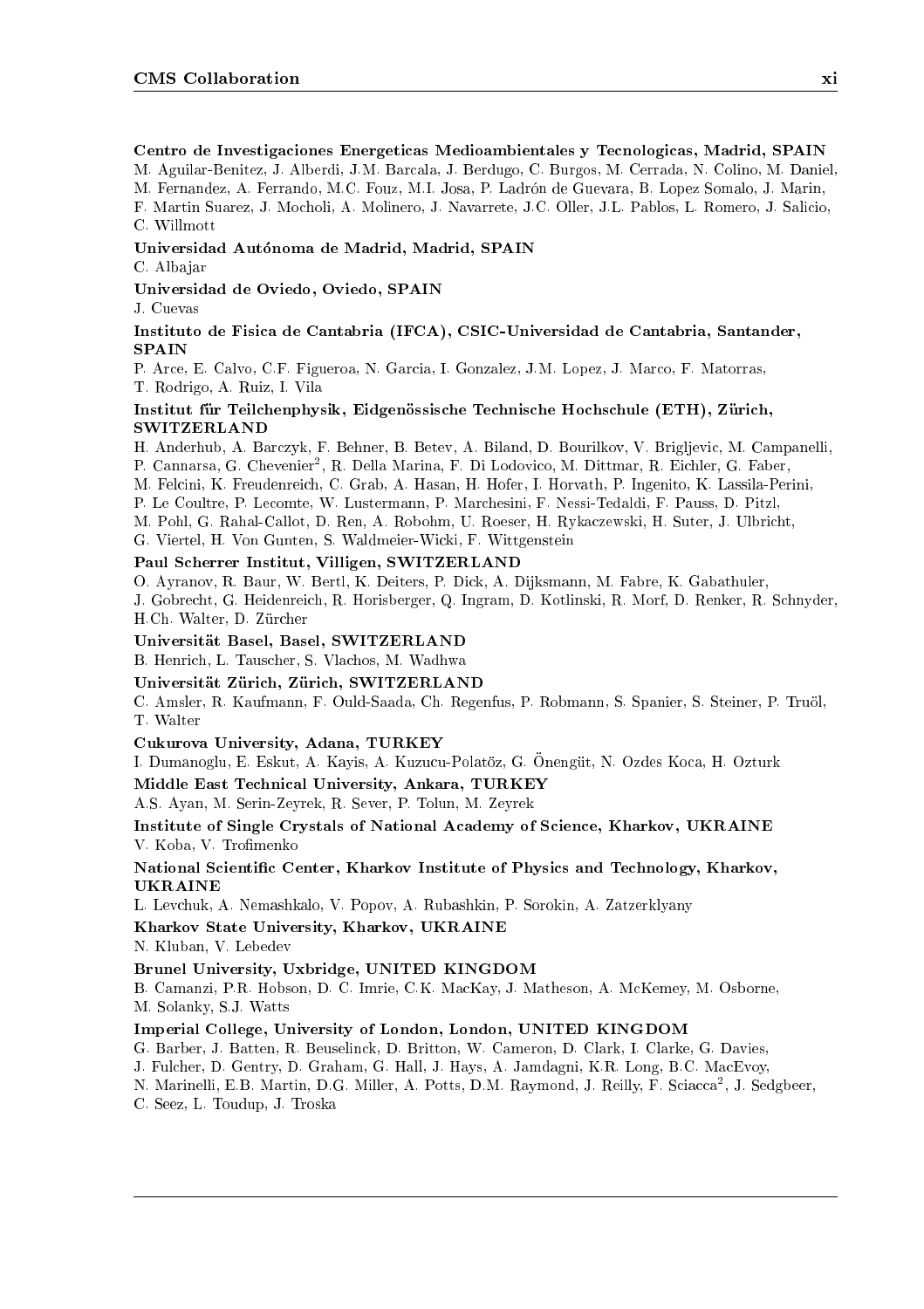**Centro de Investigaciones Energeticas Medioambientales y Tecnologicas, Madrid, SPAIN**
M. Aguilar-Benitez, J. Alberdi, J.M. Barcala, J. Berdugo, C. Burgos, M. Cerrada, N. Colino, M. Daniel, M. Fernandez, A. Ferrando, M.C. Fouz, M.I. Josa, P. Ladrón de Guevara, B. Lopez Somalo, J. Marin, F. Martin Suarez, J. Mocholi, A. Molinero, J. Navarrete, J.C. Oller, J.L. Pablos, L. Romero, J. Salicio, C. Willmott

**Universidad Autónoma de Madrid, Madrid, SPAIN**
C. Albajar

**Universidad de Oviedo, Oviedo, SPAIN**
J. Cuevas

**Instituto de Fisica de Cantabria (IFCA), CSIC-Universidad de Cantabria, Santander, SPAIN**
P. Arce, E. Calvo, C.F. Figueroa, N. Garcia, I. Gonzalez, J.M. Lopez, J. Marco, F. Matorras, T. Rodrigo, A. Ruiz, I. Vila

**Institut für Teilchenphysik, Eidgenössische Technische Hochschule (ETH), Zürich, SWITZERLAND**
H. Anderhub, A. Barczyk, F. Behner, B. Betev, A. Biland, D. Bourilkov, V. Brigljevic, M. Campanelli, P. Cannarsa, G. Chevenier[2], R. Della Marina, F. Di Lodovico, M. Dittmar, R. Eichler, G. Faber, M. Felcini, K. Freudenreich, C. Grab, A. Hasan, H. Hofer, I. Horvath, P. Ingenito, K. Lassila-Perini, P. Le Coultre, P. Lecomte, W. Lustermann, P. Marchesini, F. Nessi-Tedaldi, F. Pauss, D. Pitzl, M. Pohl, G. Rahal-Callot, D. Ren, A. Robohm, U. Roeser, H. Rykaczewski, H. Suter, J. Ulbricht, G. Viertel, H. Von Gunten, S. Waldmeier-Wicki, F. Wittgenstein

**Paul Scherrer Institut, Villigen, SWITZERLAND**
O. Ayranov, R. Baur, W. Bertl, K. Deiters, P. Dick, A. Dijksmann, M. Fabre, K. Gabathuler, J. Gobrecht, G. Heidenreich, R. Horisberger, Q. Ingram, D. Kotlinski, R. Morf, D. Renker, R. Schnyder, H.Ch. Walter, D. Zürcher

**Universität Basel, Basel, SWITZERLAND**
B. Henrich, L. Tauscher, S. Vlachos, M. Wadhwa

**Universität Zürich, Zürich, SWITZERLAND**
C. Amsler, R. Kaufmann, F. Ould-Saada, Ch. Regenfus, P. Robmann, S. Spanier, S. Steiner, P. Truöl, T. Walter

**Cukurova University, Adana, TURKEY**
I. Dumanoglu, E. Eskut, A. Kayis, A. Kuzucu-Polatöz, G. Önengüt, N. Ozdes Koca, H. Ozturk

**Middle East Technical University, Ankara, TURKEY**
A.S. Ayan, M. Serin-Zeyrek, R. Sever, P. Tolun, M. Zeyrek

**Institute of Single Crystals of National Academy of Science, Kharkov, UKRAINE**
V. Koba, V. Trofimenko

**National Scientific Center, Kharkov Institute of Physics and Technology, Kharkov, UKRAINE**
L. Levchuk, A. Nemashkalo, V. Popov, A. Rubashkin, P. Sorokin, A. Zatzerklyany

**Kharkov State University, Kharkov, UKRAINE**
N. Kluban, V. Lebedev

**Brunel University, Uxbridge, UNITED KINGDOM**
B. Camanzi, P.R. Hobson, D. C. Imrie, C.K. MacKay, J. Matheson, A. McKemey, M. Osborne, M. Solanky, S.J. Watts

**Imperial College, University of London, London, UNITED KINGDOM**
G. Barber, J. Batten, R. Beuselinck, D. Britton, W. Cameron, D. Clark, I. Clarke, G. Davies, J. Fulcher, D. Gentry, D. Graham, G. Hall, J. Hays, A. Jamdagni, K.R. Long, B.C. MacEvoy, N. Marinelli, E.B. Martin, D.G. Miller, A. Potts, D.M. Raymond, J. Reilly, F. Sciacca[2], J. Sedgbeer, C. Seez, L. Toudup, J. Troska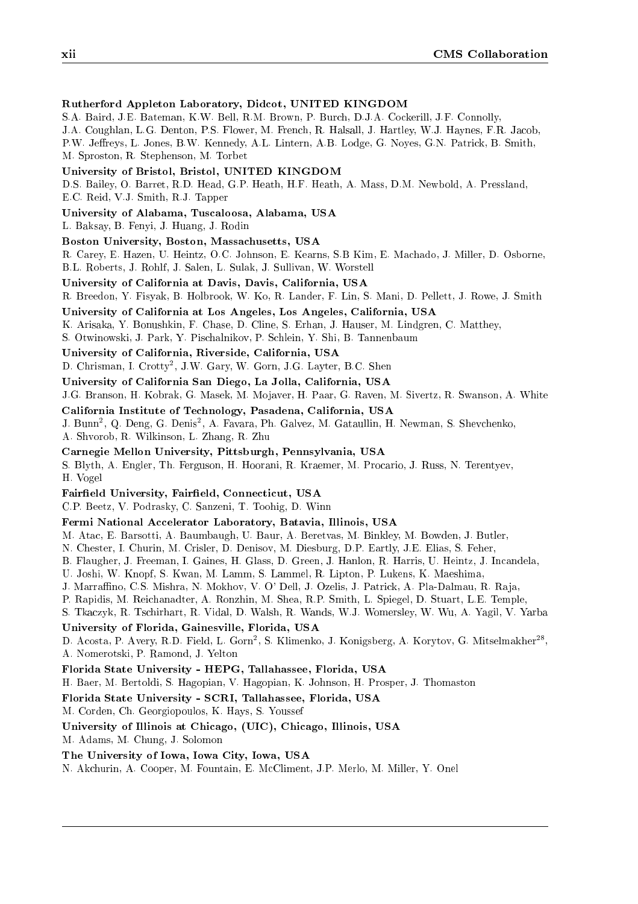**Rutherford Appleton Laboratory, Didcot, UNITED KINGDOM**
S.A. Baird, J.E. Bateman, K.W. Bell, R.M. Brown, P. Burch, D.J.A. Cockerill, J.F. Connolly, J.A. Coughlan, L.G. Denton, P.S. Flower, M. French, R. Halsall, J. Hartley, W.J. Haynes, F.R. Jacob, P.W. Jeffreys, L. Jones, B.W. Kennedy, A.L. Lintern, A.B. Lodge, G. Noyes, G.N. Patrick, B. Smith, M. Sproston, R. Stephenson, M. Torbet

**University of Bristol, Bristol, UNITED KINGDOM**
D.S. Bailey, O. Barret, R.D. Head, G.P. Heath, H.F. Heath, A. Mass, D.M. Newbold, A. Pressland, E.C. Reid, V.J. Smith, R.J. Tapper

**University of Alabama, Tuscaloosa, Alabama, USA**
L. Baksay, B. Fenyi, J. Huang, J. Rodin

**Boston University, Boston, Massachusetts, USA**
R. Carey, E. Hazen, U. Heintz, O.C. Johnson, E. Kearns, S.B Kim, E. Machado, J. Miller, D. Osborne, B.L. Roberts, J. Rohlf, J. Salen, L. Sulak, J. Sullivan, W. Worstell

**University of California at Davis, Davis, California, USA**
R. Breedon, Y. Fisyak, B. Holbrook, W. Ko, R. Lander, F. Lin, S. Mani, D. Pellett, J. Rowe, J. Smith

**University of California at Los Angeles, Los Angeles, California, USA**
K. Arisaka, Y. Bonushkin, F. Chase, D. Cline, S. Erhan, J. Hauser, M. Lindgren, C. Matthey, S. Otwinowski, J. Park, Y. Pischalnikov, P. Schlein, Y. Shi, B. Tannenbaum

**University of California, Riverside, California, USA**
D. Chrisman, I. Crotty[2], J.W. Gary, W. Gorn, J.G. Layter, B.C. Shen

**University of California San Diego, La Jolla, California, USA**
J.G. Branson, H. Kobrak, G. Masek, M. Mojaver, H. Paar, G. Raven, M. Sivertz, R. Swanson, A. White

**California Institute of Technology, Pasadena, California, USA**
J. Bunn[2], Q. Deng, G. Denis[2], A. Favara, Ph. Galvez, M. Gataullin, H. Newman, S. Shevchenko, A. Shvorob, R. Wilkinson, L. Zhang, R. Zhu

**Carnegie Mellon University, Pittsburgh, Pennsylvania, USA**
S. Blyth, A. Engler, Th. Ferguson, H. Hoorani, R. Kraemer, M. Procario, J. Russ, N. Terentyev, H. Vogel

**Fairfield University, Fairfield, Connecticut, USA**
C.P. Beetz, V. Podrasky, C. Sanzeni, T. Toohig, D. Winn

**Fermi National Accelerator Laboratory, Batavia, Illinois, USA**
M. Atac, E. Barsotti, A. Baumbaugh, U. Baur, A. Beretvas, M. Binkley, M. Bowden, J. Butler, N. Chester, I. Churin, M. Crisler, D. Denisov, M. Diesburg, D.P. Eartly, J.E. Elias, S. Feher, B. Flaugher, J. Freeman, I. Gaines, H. Glass, D. Green, J. Hanlon, R. Harris, U. Heintz, J. Incandela, U. Joshi, W. Knopf, S. Kwan, M. Lamm, S. Lammel, R. Lipton, P. Lukens, K. Maeshima, J. Marraffino, C.S. Mishra, N. Mokhov, V. O' Dell, J. Ozelis, J. Patrick, A. Pla-Dalmau, R. Raja, P. Rapidis, M. Reichanadter, A. Ronzhin, M. Shea, R.P. Smith, L. Spiegel, D. Stuart, L.E. Temple, S. Tkaczyk, R. Tschirhart, R. Vidal, D. Walsh, R. Wands, W.J. Womersley, W. Wu, A. Yagil, V. Yarba

**University of Florida, Gainesville, Florida, USA**
D. Acosta, P. Avery, R.D. Field, L. Gorn[2], S. Klimenko, J. Konigsberg, A. Korytov, G. Mitselmakher[28], A. Nomerotski, P. Ramond, J. Yelton

**Florida State University - HEPG, Tallahassee, Florida, USA**
H. Baer, M. Bertoldi, S. Hagopian, V. Hagopian, K. Johnson, H. Prosper, J. Thomaston

**Florida State University - SCRI, Tallahassee, Florida, USA**
M. Corden, Ch. Georgiopoulos, K. Hays, S. Youssef

**University of Illinois at Chicago, (UIC), Chicago, Illinois, USA**
M. Adams, M. Chung, J. Solomon

**The University of Iowa, Iowa City, Iowa, USA**
N. Akchurin, A. Cooper, M. Fountain, E. McCliment, J.P. Merlo, M. Miller, Y. Onel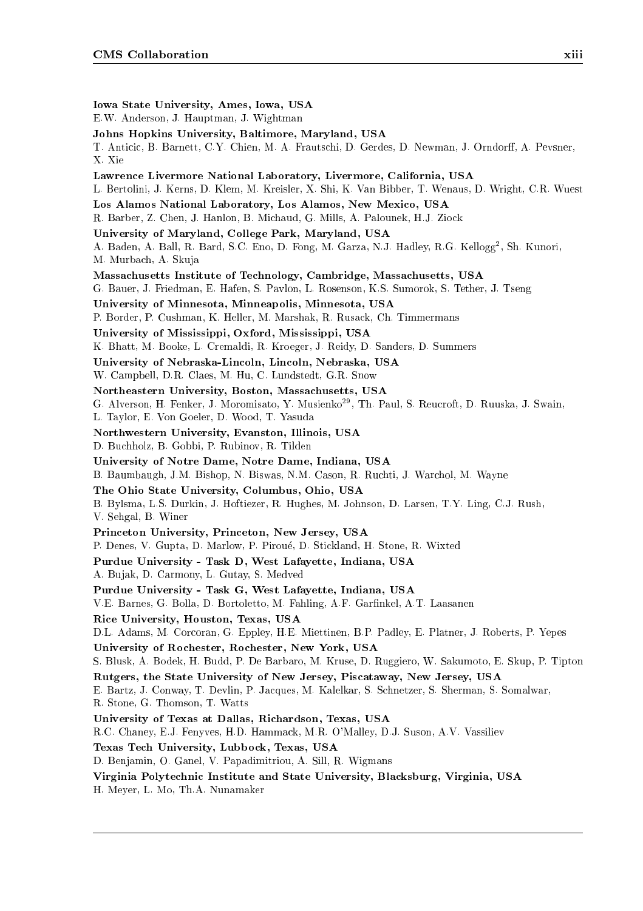**Iowa State University, Ames, Iowa, USA**
E.W. Anderson, J. Hauptman, J. Wightman

**Johns Hopkins University, Baltimore, Maryland, USA**
T. Anticic, B. Barnett, C.Y. Chien, M. A. Frautschi, D. Gerdes, D. Newman, J. Orndorff, A. Pevsner, X. Xie

**Lawrence Livermore National Laboratory, Livermore, California, USA**
L. Bertolini, J. Kerns, D. Klem, M. Kreisler, X. Shi, K. Van Bibber, T. Wenaus, D. Wright, C.R. Wuest

**Los Alamos National Laboratory, Los Alamos, New Mexico, USA**
R. Barber, Z. Chen, J. Hanlon, B. Michaud, G. Mills, A. Palounek, H.J. Ziock

**University of Maryland, College Park, Maryland, USA**
A. Baden, A. Ball, R. Bard, S.C. Eno, D. Fong, M. Garza, N.J. Hadley, R.G. Kellogg[2], Sh. Kunori, M. Murbach, A. Skuja

**Massachusetts Institute of Technology, Cambridge, Massachusetts, USA**
G. Bauer, J. Friedman, E. Hafen, S. Pavlon, L. Rosenson, K.S. Sumorok, S. Tether, J. Tseng

**University of Minnesota, Minneapolis, Minnesota, USA**
P. Border, P. Cushman, K. Heller, M. Marshak, R. Rusack, Ch. Timmermans

**University of Mississippi, Oxford, Mississippi, USA**
K. Bhatt, M. Booke, L. Cremaldi, R. Kroeger, J. Reidy, D. Sanders, D. Summers

**University of Nebraska-Lincoln, Lincoln, Nebraska, USA**
W. Campbell, D.R. Claes, M. Hu, C. Lundstedt, G.R. Snow

**Northeastern University, Boston, Massachusetts, USA**
G. Alverson, H. Fenker, J. Moromisato, Y. Musienko[29], Th. Paul, S. Reucroft, D. Ruuska, J. Swain, L. Taylor, E. Von Goeler, D. Wood, T. Yasuda

**Northwestern University, Evanston, Illinois, USA**
D. Buchholz, B. Gobbi, P. Rubinov, R. Tilden

**University of Notre Dame, Notre Dame, Indiana, USA**
B. Baumbaugh, J.M. Bishop, N. Biswas, N.M. Cason, R. Ruchti, J. Warchol, M. Wayne

**The Ohio State University, Columbus, Ohio, USA**
B. Bylsma, L.S. Durkin, J. Hoftiezer, R. Hughes, M. Johnson, D. Larsen, T.Y. Ling, C.J. Rush, V. Sehgal, B. Winer

**Princeton University, Princeton, New Jersey, USA**
P. Denes, V. Gupta, D. Marlow, P. Piroué, D. Stickland, H. Stone, R. Wixted

**Purdue University - Task D, West Lafayette, Indiana, USA**
A. Bujak, D. Carmony, L. Gutay, S. Medved

**Purdue University - Task G, West Lafayette, Indiana, USA**
V.E. Barnes, G. Bolla, D. Bortoletto, M. Fahling, A.F. Garfinkel, A.T. Laasanen

**Rice University, Houston, Texas, USA**
D.L. Adams, M. Corcoran, G. Eppley, H.E. Miettinen, B.P. Padley, E. Platner, J. Roberts, P. Yepes

**University of Rochester, Rochester, New York, USA**
S. Blusk, A. Bodek, H. Budd, P. De Barbaro, M. Kruse, D. Ruggiero, W. Sakumoto, E. Skup, P. Tipton

**Rutgers, the State University of New Jersey, Piscataway, New Jersey, USA**
E. Bartz, J. Conway, T. Devlin, P. Jacques, M. Kalelkar, S. Schnetzer, S. Sherman, S. Somalwar, R. Stone, G. Thomson, T. Watts

**University of Texas at Dallas, Richardson, Texas, USA**
R.C. Chaney, E.J. Fenyves, H.D. Hammack, M.R. O'Malley, D.J. Suson, A.V. Vassiliev

**Texas Tech University, Lubbock, Texas, USA**
D. Benjamin, O. Ganel, V. Papadimitriou, A. Sill, R. Wigmans

**Virginia Polytechnic Institute and State University, Blacksburg, Virginia, USA**
H. Meyer, L. Mo, Th.A. Nunamaker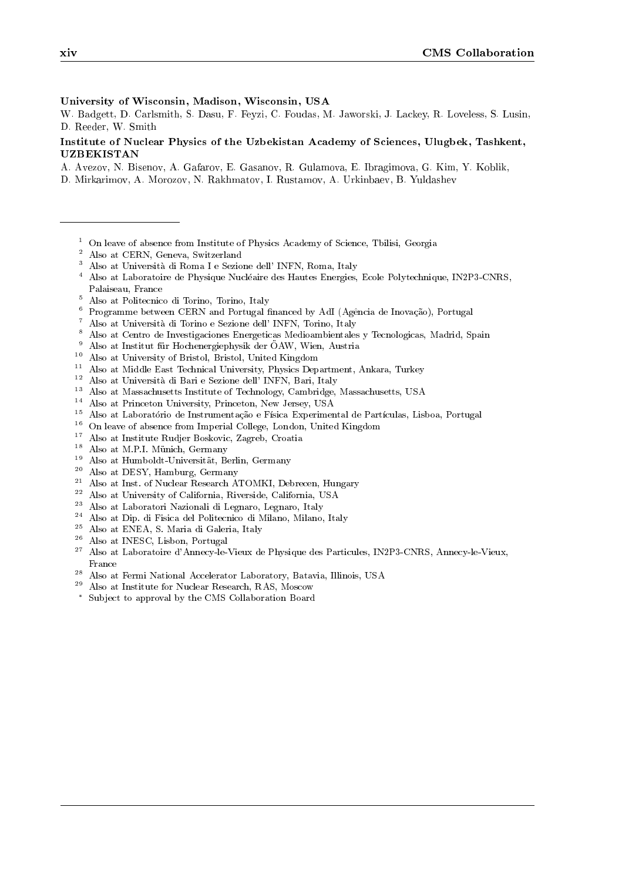**University of Wisconsin, Madison, Wisconsin, USA**

W. Badgett, D. Carlsmith, S. Dasu, F. Feyzi, C. Foudas, M. Jaworski, J. Lackey, R. Loveless, S. Lusin, D. Reeder, W. Smith

**Institute of Nuclear Physics of the Uzbekistan Academy of Sciences, Ulugbek, Tashkent, UZBEKISTAN**

A. Avezov, N. Bisenov, A. Gafarov, E. Gasanov, R. Gulamova, E. Ibragimova, G. Kim, Y. Koblik, D. Mirkarimov, A. Morozov, N. Rakhmatov, I. Rustamov, A. Urkinbaev, B. Yuldashev

---

[1] On leave of absence from Institute of Physics Academy of Science, Tbilisi, Georgia
[2] Also at CERN, Geneva, Switzerland
[3] Also at Università di Roma I e Sezione dell' INFN, Roma, Italy
[4] Also at Laboratoire de Physique Nucléaire des Hautes Energies, Ecole Polytechnique, IN2P3-CNRS, Palaiseau, France
[5] Also at Politecnico di Torino, Torino, Italy
[6] Programme between CERN and Portugal financed by AdI (Agência de Inovação), Portugal
[7] Also at Università di Torino e Sezione dell' INFN, Torino, Italy
[8] Also at Centro de Investigaciones Energeticas Medioambientales y Tecnologicas, Madrid, Spain
[9] Also at Institut für Hochenergiephysik der ÖAW, Wien, Austria
[10] Also at University of Bristol, Bristol, United Kingdom
[11] Also at Middle East Technical University, Physics Department, Ankara, Turkey
[12] Also at Università di Bari e Sezione dell' INFN, Bari, Italy
[13] Also at Massachusetts Institute of Technology, Cambridge, Massachusetts, USA
[14] Also at Princeton University, Princeton, New Jersey, USA
[15] Also at Laboratório de Instrumentação e Física Experimental de Partículas, Lisboa, Portugal
[16] On leave of absence from Imperial College, London, United Kingdom
[17] Also at Institute Rudjer Boskovic, Zagreb, Croatia
[18] Also at M.P.I. Münich, Germany
[19] Also at Humboldt-Universität, Berlin, Germany
[20] Also at DESY, Hamburg, Germany
[21] Also at Inst. of Nuclear Research ATOMKI, Debrecen, Hungary
[22] Also at University of California, Riverside, California, USA
[23] Also at Laboratori Nazionali di Legnaro, Legnaro, Italy
[24] Also at Dip. di Fisica del Politecnico di Milano, Milano, Italy
[25] Also at ENEA, S. Maria di Galeria, Italy
[26] Also at INESC, Lisbon, Portugal
[27] Also at Laboratoire d'Annecy-le-Vieux de Physique des Particules, IN2P3-CNRS, Annecy-le-Vieux, France
[28] Also at Fermi National Accelerator Laboratory, Batavia, Illinois, USA
[29] Also at Institute for Nuclear Research, RAS, Moscow
[*] Subject to approval by the CMS Collaboration Board